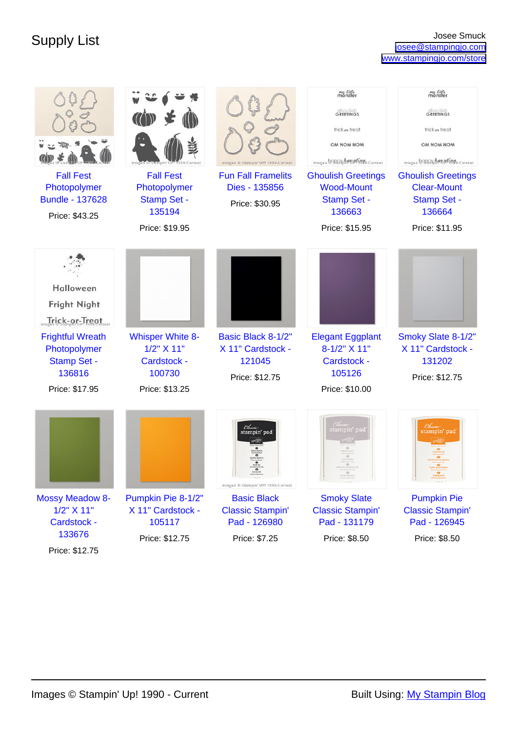# Supply List

Josee Smuck
josee@stampingjo.com
www.stampingjo.com/store

| | | | | |
|---|---|---|---|---|
| Fall Fest Photopolymer Bundle - 137628<br>Price: $43.25 | Fall Fest Photopolymer Stamp Set - 135194<br>Price: $19.95 | Fun Fall Framelits Dies - 135856<br>Price: $30.95 | Ghoulish Greetings Wood-Mount Stamp Set - 136663<br>Price: $15.95 | Ghoulish Greetings Clear-Mount Stamp Set - 136664<br>Price: $11.95 |
| Frightful Wreath Photopolymer Stamp Set - 136816<br>Price: $17.95 | Whisper White 8-1/2" X 11" Cardstock - 100730<br>Price: $13.25 | Basic Black 8-1/2" X 11" Cardstock - 121045<br>Price: $12.75 | Elegant Eggplant 8-1/2" X 11" Cardstock - 105126<br>Price: $10.00 | Smoky Slate 8-1/2" X 11" Cardstock - 131202<br>Price: $12.75 |
| Mossy Meadow 8-1/2" X 11" Cardstock - 133676<br>Price: $12.75 | Pumpkin Pie 8-1/2" X 11" Cardstock - 105117<br>Price: $12.75 | Basic Black Classic Stampin' Pad - 126980<br>Price: $7.25 | Smoky Slate Classic Stampin' Pad - 131179<br>Price: $8.50 | Pumpkin Pie Classic Stampin' Pad - 126945<br>Price: $8.50 |

Images © Stampin' Up! 1990 - Current

Built Using: My Stampin Blog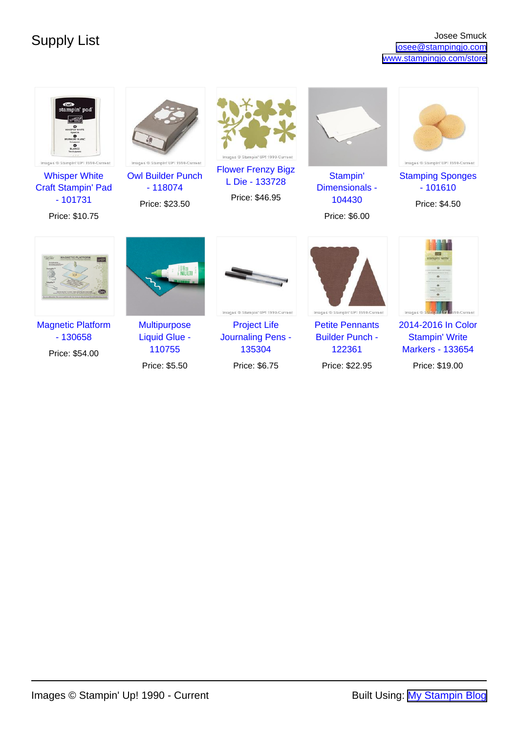# Supply List

Josee Smuck
josee@stampingjo.com
www.stampingjo.com/store

| | | | | |
|---|---|---|---|---|
| Whisper White Craft Stampin' Pad - 101731 | Owl Builder Punch - 118074 | Flower Frenzy Bigz L Die - 133728 | Stampin' Dimensionals - 104430 | Stamping Sponges - 101610 |
| Price: $10.75 | Price: $23.50 | Price: $46.95 | Price: $6.00 | Price: $4.50 |
| Magnetic Platform - 130658 | Multipurpose Liquid Glue - 110755 | Project Life Journaling Pens - 135304 | Petite Pennants Builder Punch - 122361 | 2014-2016 In Color Stampin' Write Markers - 133654 |
| Price: $54.00 | Price: $5.50 | Price: $6.75 | Price: $22.95 | Price: $19.00 |

Images © Stampin' Up! 1990 - Current

Built Using: My Stampin Blog